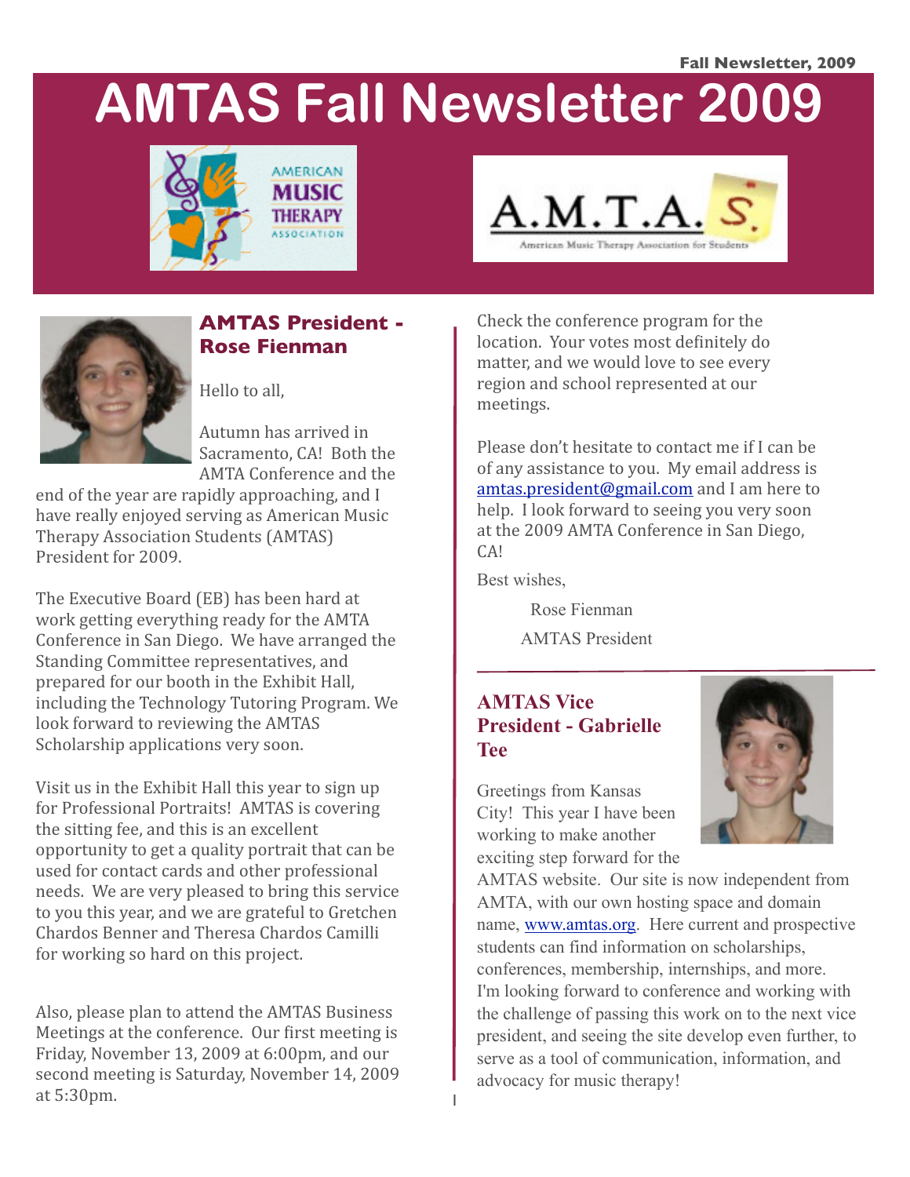# AMTAS Fall Newsletter 2009

## AMTAS President - Rose Fienman

Hello to all,

Autumn has arrived in Sacramento, CA! Both the AMTA Conference and the end of the year are rapidly approaching, and I have really enjoyed serving as American Music Therapy Association Students (AMTAS) President for 2009.

The Executive Board (EB) has been hard at work getting everything ready for the AMTA Conference in San Diego. We have arranged the Standing Committee representatives, and prepared for our booth in the Exhibit Hall, including the Technology Tutoring Program. We look forward to reviewing the AMTAS Scholarship applications very soon.

Visit us in the Exhibit Hall this year to sign up for Professional Portraits! AMTAS is covering the sitting fee, and this is an excellent opportunity to get a quality portrait that can be used for contact cards and other professional needs. We are very pleased to bring this service to you this year, and we are grateful to Gretchen Chardos Benner and Theresa Chardos Camilli for working so hard on this project.

Also, please plan to attend the AMTAS Business Meetings at the conference. Our first meeting is Friday, November 13, 2009 at 6:00pm, and our second meeting is Saturday, November 14, 2009 at 5:30pm. Check the conference program for the location. Your votes most definitely do matter, and we would love to see every region and school represented at our meetings.

Please don't hesitate to contact me if I can be of any assistance to you. My email address is amtas.president@gmail.com and I am here to help. I look forward to seeing you very soon at the 2009 AMTA Conference in San Diego, CA!

Best wishes,

Rose Fienman

AMTAS President

## AMTAS Vice President - Gabrielle Tee

Greetings from Kansas City! This year I have been working to make another exciting step forward for the AMTAS website. Our site is now independent from AMTA, with our own hosting space and domain name, www.amtas.org. Here current and prospective students can find information on scholarships, conferences, membership, internships, and more. I'm looking forward to conference and working with the challenge of passing this work on to the next vice president, and seeing the site develop even further, to serve as a tool of communication, information, and advocacy for music therapy!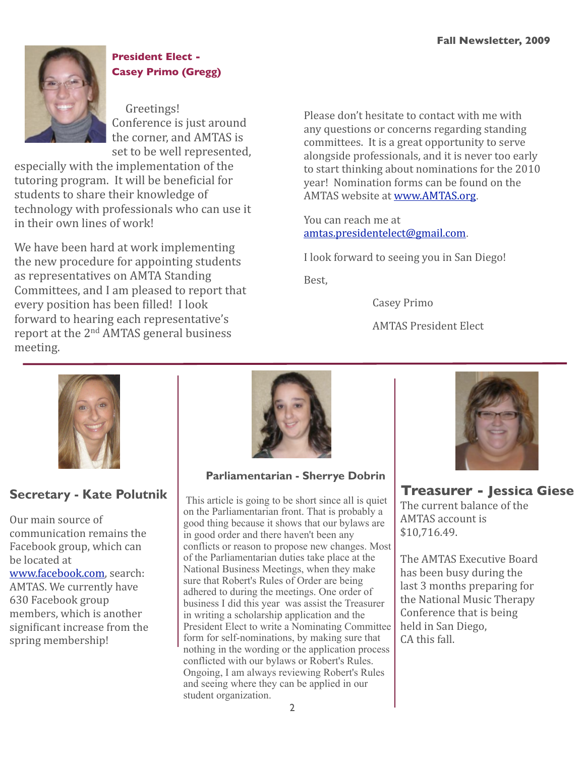## President Elect - Casey Primo (Gregg)

Greetings!

Conference is just around the corner, and AMTAS is set to be well represented, especially with the implementation of the tutoring program. It will be beneficial for students to share their knowledge of technology with professionals who can use it in their own lines of work!

We have been hard at work implementing the new procedure for appointing students as representatives on AMTA Standing Committees, and I am pleased to report that every position has been filled! I look forward to hearing each representative's report at the 2nd AMTAS general business meeting.

Please don't hesitate to contact with me with any questions or concerns regarding standing committees. It is a great opportunity to serve alongside professionals, and it is never too early to start thinking about nominations for the 2010 year! Nomination forms can be found on the AMTAS website at www.AMTAS.org.

You can reach me at amtas.presidentelect@gmail.com.

I look forward to seeing you in San Diego!

Best,

Casey Primo

AMTAS President Elect

## Secretary - Kate Polutnik

Our main source of communication remains the Facebook group, which can be located at www.facebook.com, search: AMTAS. We currently have 630 Facebook group members, which is another significant increase from the spring membership!

## Parliamentarian - Sherrye Dobrin

This article is going to be short since all is quiet on the Parliamentarian front. That is probably a good thing because it shows that our bylaws are in good order and there haven't been any conflicts or reason to propose new changes. Most of the Parliamentarian duties take place at the National Business Meetings, when they make sure that Robert's Rules of Order are being adhered to during the meetings. One order of business I did this year was assist the Treasurer in writing a scholarship application and the President Elect to write a Nominating Committee form for self-nominations, by making sure that nothing in the wording or the application process conflicted with our bylaws or Robert's Rules. Ongoing, I am always reviewing Robert's Rules and seeing where they can be applied in our student organization.

## Treasurer - Jessica Giese

The current balance of the AMTAS account is $10,716.49.

The AMTAS Executive Board has been busy during the last 3 months preparing for the National Music Therapy Conference that is being held in San Diego, CA this fall.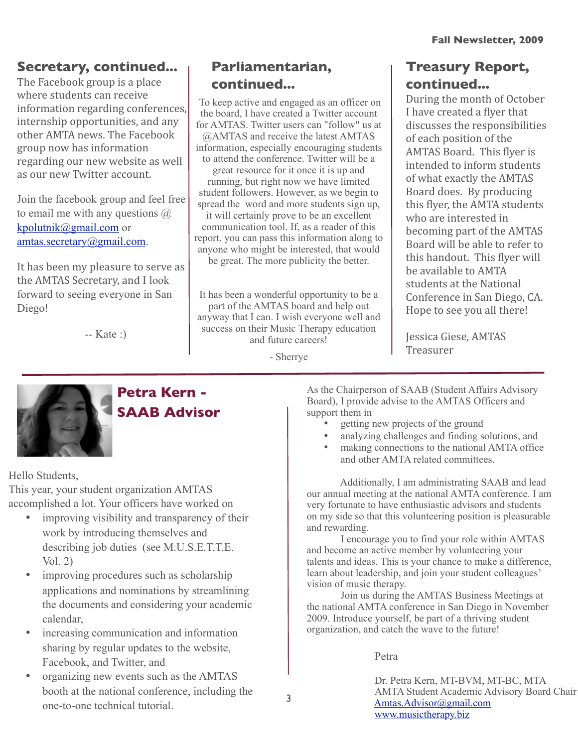## Secretary, continued...

The Facebook group is a place where students can receive information regarding conferences, internship opportunities, and any other AMTA news. The Facebook group now has information regarding our new website as well as our new Twitter account.

Join the facebook group and feel free to email me with any questions @ kpolutnik@gmail.com or amtas.secretary@gmail.com.

It has been my pleasure to serve as the AMTAS Secretary, and I look forward to seeing everyone in San Diego!

-- Kate :)

## Parliamentarian, continued...

To keep active and engaged as an officer on the board, I have created a Twitter account for AMTAS. Twitter users can "follow" us at @AMTAS and receive the latest AMTAS information, especially encouraging students to attend the conference. Twitter will be a great resource for it once it is up and running, but right now we have limited student followers. However, as we begin to spread the word and more students sign up, it will certainly prove to be an excellent communication tool. If, as a reader of this report, you can pass this information along to anyone who might be interested, that would be great. The more publicity the better.

It has been a wonderful opportunity to be a part of the AMTAS board and help out anyway that I can. I wish everyone well and success on their Music Therapy education and future careers!

- Sherrye

## Treasury Report, continued...

During the month of October I have created a flyer that discusses the responsibilities of each position of the AMTAS Board. This flyer is intended to inform students of what exactly the AMTAS Board does. By producing this flyer, the AMTA students who are interested in becoming part of the AMTAS Board will be able to refer to this handout. This flyer will be available to AMTA students at the National Conference in San Diego, CA. Hope to see you all there!

Jessica Giese, AMTAS Treasurer

## Petra Kern - SAAB Advisor

Hello Students,
This year, your student organization AMTAS accomplished a lot. Your officers have worked on

- improving visibility and transparency of their work by introducing themselves and describing job duties (see M.U.S.E.T.T.E. Vol. 2)
- improving procedures such as scholarship applications and nominations by streamlining the documents and considering your academic calendar,
- increasing communication and information sharing by regular updates to the website, Facebook, and Twitter, and
- organizing new events such as the AMTAS booth at the national conference, including the one-to-one technical tutorial.

As the Chairperson of SAAB (Student Affairs Advisory Board), I provide advise to the AMTAS Officers and support them in

- getting new projects of the ground
- analyzing challenges and finding solutions, and
- making connections to the national AMTA office and other AMTA related committees.

Additionally, I am administrating SAAB and lead our annual meeting at the national AMTA conference. I am very fortunate to have enthusiastic advisors and students on my side so that this volunteering position is pleasurable and rewarding.

I encourage you to find your role within AMTAS and become an active member by volunteering your talents and ideas. This is your chance to make a difference, learn about leadership, and join your student colleagues' vision of music therapy.

Join us during the AMTAS Business Meetings at the national AMTA conference in San Diego in November 2009. Introduce yourself, be part of a thriving student organization, and catch the wave to the future!

Petra

Dr. Petra Kern, MT-BVM, MT-BC, MTA
AMTA Student Academic Advisory Board Chair
Amtas.Advisor@gmail.com
www.musictherapy.biz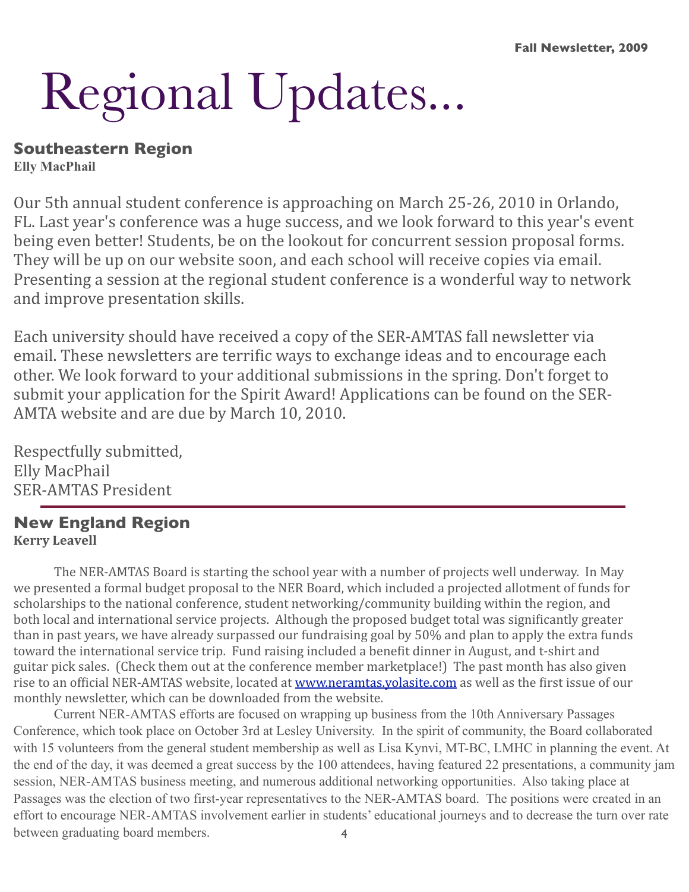# Regional Updates...

## Southeastern Region

**Elly MacPhail**

Our 5th annual student conference is approaching on March 25-26, 2010 in Orlando, FL. Last year's conference was a huge success, and we look forward to this year's event being even better! Students, be on the lookout for concurrent session proposal forms. They will be up on our website soon, and each school will receive copies via email. Presenting a session at the regional student conference is a wonderful way to network and improve presentation skills.

Each university should have received a copy of the SER-AMTAS fall newsletter via email. These newsletters are terrific ways to exchange ideas and to encourage each other. We look forward to your additional submissions in the spring. Don't forget to submit your application for the Spirit Award! Applications can be found on the SER-AMTA website and are due by March 10, 2010.

Respectfully submitted,
Elly MacPhail
SER-AMTAS President

---

## New England Region

**Kerry Leavell**

The NER-AMTAS Board is starting the school year with a number of projects well underway. In May we presented a formal budget proposal to the NER Board, which included a projected allotment of funds for scholarships to the national conference, student networking/community building within the region, and both local and international service projects. Although the proposed budget total was significantly greater than in past years, we have already surpassed our fundraising goal by 50% and plan to apply the extra funds toward the international service trip. Fund raising included a benefit dinner in August, and t-shirt and guitar pick sales. (Check them out at the conference member marketplace!) The past month has also given rise to an official NER-AMTAS website, located at [www.neramtas.yolasite.com](http://www.neramtas.yolasite.com) as well as the first issue of our monthly newsletter, which can be downloaded from the website.

Current NER-AMTAS efforts are focused on wrapping up business from the 10th Anniversary Passages Conference, which took place on October 3rd at Lesley University. In the spirit of community, the Board collaborated with 15 volunteers from the general student membership as well as Lisa Kynvi, MT-BC, LMHC in planning the event. At the end of the day, it was deemed a great success by the 100 attendees, having featured 22 presentations, a community jam session, NER-AMTAS business meeting, and numerous additional networking opportunities. Also taking place at Passages was the election of two first-year representatives to the NER-AMTAS board. The positions were created in an effort to encourage NER-AMTAS involvement earlier in students' educational journeys and to decrease the turn over rate between graduating board members.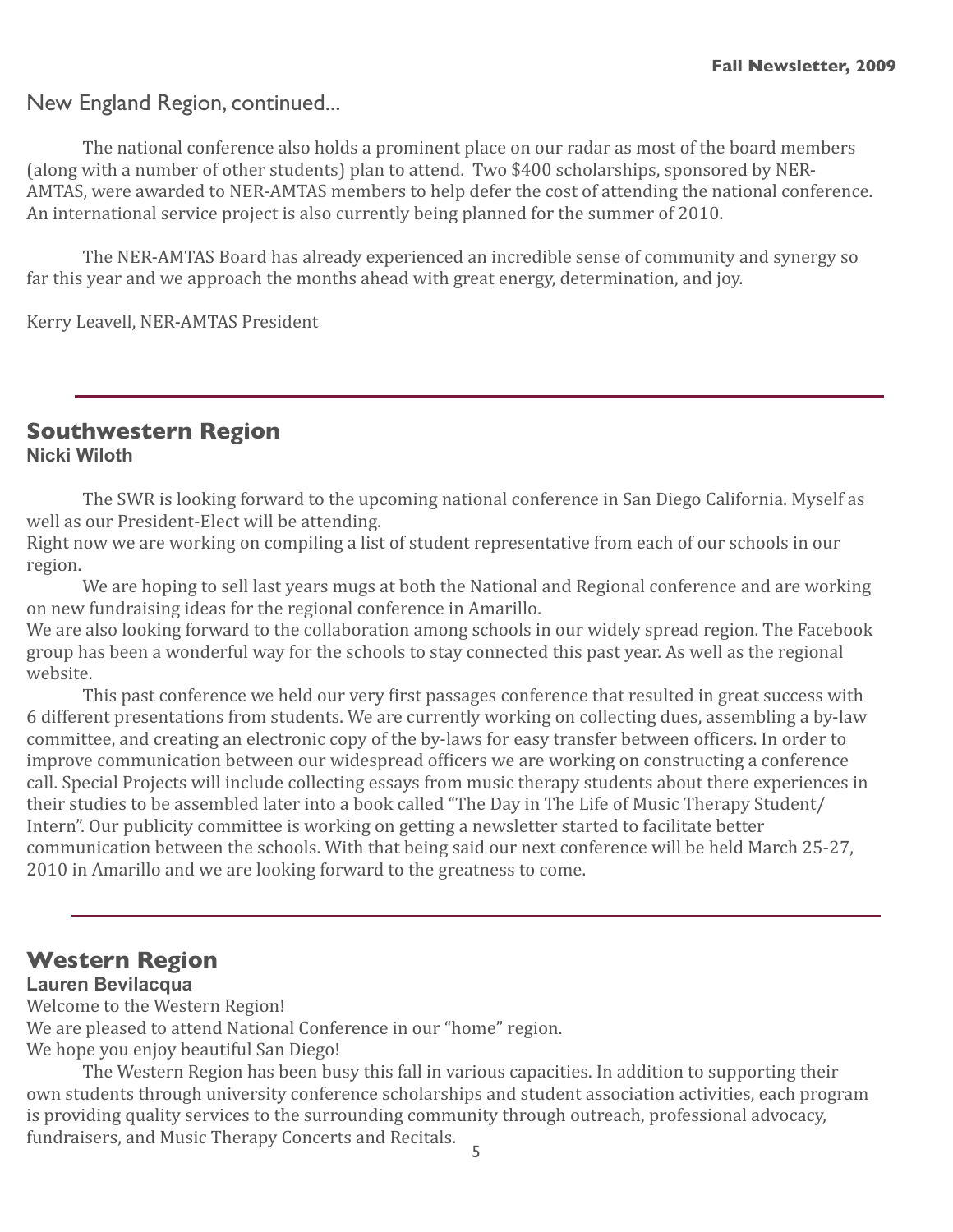New England Region, continued...

The national conference also holds a prominent place on our radar as most of the board members (along with a number of other students) plan to attend. Two $400 scholarships, sponsored by NER-AMTAS, were awarded to NER-AMTAS members to help defer the cost of attending the national conference. An international service project is also currently being planned for the summer of 2010.

The NER-AMTAS Board has already experienced an incredible sense of community and synergy so far this year and we approach the months ahead with great energy, determination, and joy.

Kerry Leavell, NER-AMTAS President

---

## Southwestern Region

**Nicki Wiloth**

The SWR is looking forward to the upcoming national conference in San Diego California. Myself as well as our President-Elect will be attending.

Right now we are working on compiling a list of student representative from each of our schools in our region.

We are hoping to sell last years mugs at both the National and Regional conference and are working on new fundraising ideas for the regional conference in Amarillo.

We are also looking forward to the collaboration among schools in our widely spread region. The Facebook group has been a wonderful way for the schools to stay connected this past year. As well as the regional website.

This past conference we held our very first passages conference that resulted in great success with 6 different presentations from students. We are currently working on collecting dues, assembling a by-law committee, and creating an electronic copy of the by-laws for easy transfer between officers. In order to improve communication between our widespread officers we are working on constructing a conference call. Special Projects will include collecting essays from music therapy students about there experiences in their studies to be assembled later into a book called "The Day in The Life of Music Therapy Student/ Intern". Our publicity committee is working on getting a newsletter started to facilitate better communication between the schools. With that being said our next conference will be held March 25-27, 2010 in Amarillo and we are looking forward to the greatness to come.

---

## Western Region

**Lauren Bevilacqua**

Welcome to the Western Region!

We are pleased to attend National Conference in our "home" region.

We hope you enjoy beautiful San Diego!

The Western Region has been busy this fall in various capacities. In addition to supporting their own students through university conference scholarships and student association activities, each program is providing quality services to the surrounding community through outreach, professional advocacy, fundraisers, and Music Therapy Concerts and Recitals.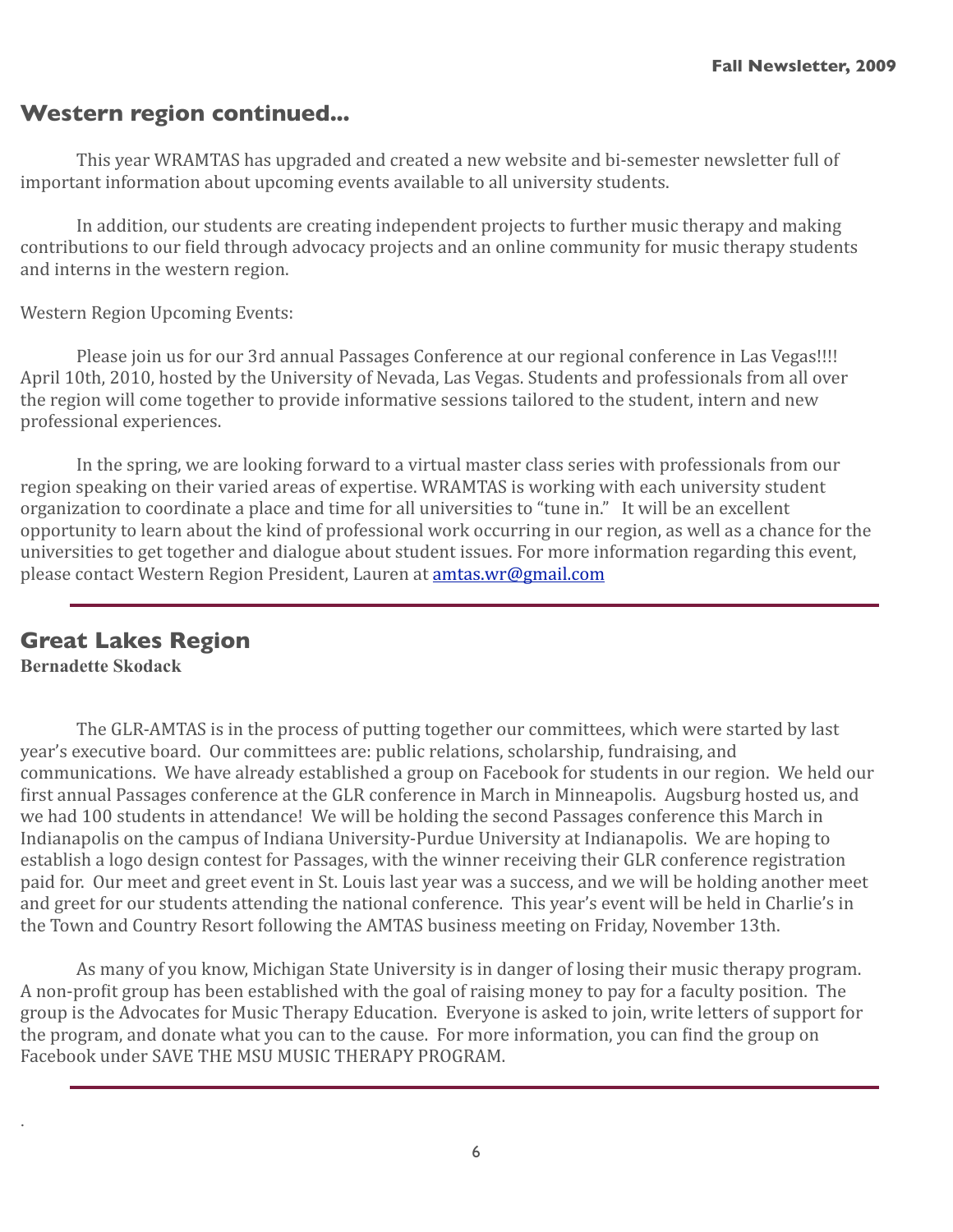## Western region continued...

This year WRAMTAS has upgraded and created a new website and bi-semester newsletter full of important information about upcoming events available to all university students.

In addition, our students are creating independent projects to further music therapy and making contributions to our field through advocacy projects and an online community for music therapy students and interns in the western region.

Western Region Upcoming Events:

Please join us for our 3rd annual Passages Conference at our regional conference in Las Vegas!!!! April 10th, 2010, hosted by the University of Nevada, Las Vegas. Students and professionals from all over the region will come together to provide informative sessions tailored to the student, intern and new professional experiences.

In the spring, we are looking forward to a virtual master class series with professionals from our region speaking on their varied areas of expertise. WRAMTAS is working with each university student organization to coordinate a place and time for all universities to "tune in." It will be an excellent opportunity to learn about the kind of professional work occurring in our region, as well as a chance for the universities to get together and dialogue about student issues. For more information regarding this event, please contact Western Region President, Lauren at amtas.wr@gmail.com

---

## Great Lakes Region

**Bernadette Skodack**

The GLR-AMTAS is in the process of putting together our committees, which were started by last year's executive board. Our committees are: public relations, scholarship, fundraising, and communications. We have already established a group on Facebook for students in our region. We held our first annual Passages conference at the GLR conference in March in Minneapolis. Augsburg hosted us, and we had 100 students in attendance! We will be holding the second Passages conference this March in Indianapolis on the campus of Indiana University-Purdue University at Indianapolis. We are hoping to establish a logo design contest for Passages, with the winner receiving their GLR conference registration paid for. Our meet and greet event in St. Louis last year was a success, and we will be holding another meet and greet for our students attending the national conference. This year's event will be held in Charlie's in the Town and Country Resort following the AMTAS business meeting on Friday, November 13th.

As many of you know, Michigan State University is in danger of losing their music therapy program. A non-profit group has been established with the goal of raising money to pay for a faculty position. The group is the Advocates for Music Therapy Education. Everyone is asked to join, write letters of support for the program, and donate what you can to the cause. For more information, you can find the group on Facebook under SAVE THE MSU MUSIC THERAPY PROGRAM.

---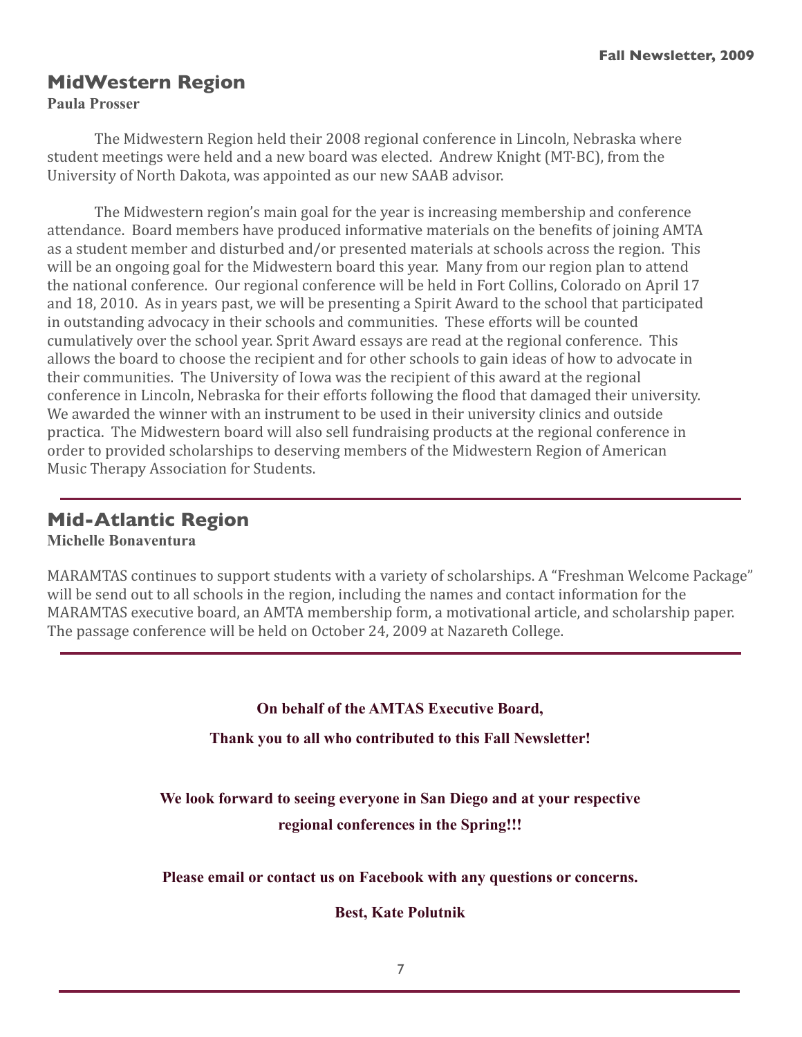## MidWestern Region

**Paula Prosser**

The Midwestern Region held their 2008 regional conference in Lincoln, Nebraska where student meetings were held and a new board was elected. Andrew Knight (MT-BC), from the University of North Dakota, was appointed as our new SAAB advisor.

The Midwestern region's main goal for the year is increasing membership and conference attendance. Board members have produced informative materials on the benefits of joining AMTA as a student member and disturbed and/or presented materials at schools across the region. This will be an ongoing goal for the Midwestern board this year. Many from our region plan to attend the national conference. Our regional conference will be held in Fort Collins, Colorado on April 17 and 18, 2010. As in years past, we will be presenting a Spirit Award to the school that participated in outstanding advocacy in their schools and communities. These efforts will be counted cumulatively over the school year. Sprit Award essays are read at the regional conference. This allows the board to choose the recipient and for other schools to gain ideas of how to advocate in their communities. The University of Iowa was the recipient of this award at the regional conference in Lincoln, Nebraska for their efforts following the flood that damaged their university. We awarded the winner with an instrument to be used in their university clinics and outside practica. The Midwestern board will also sell fundraising products at the regional conference in order to provided scholarships to deserving members of the Midwestern Region of American Music Therapy Association for Students.

## Mid-Atlantic Region

**Michelle Bonaventura**

MARAMTAS continues to support students with a variety of scholarships. A "Freshman Welcome Package" will be send out to all schools in the region, including the names and contact information for the MARAMTAS executive board, an AMTA membership form, a motivational article, and scholarship paper. The passage conference will be held on October 24, 2009 at Nazareth College.

**On behalf of the AMTAS Executive Board,**

**Thank you to all who contributed to this Fall Newsletter!**

**We look forward to seeing everyone in San Diego and at your respective regional conferences in the Spring!!!**

**Please email or contact us on Facebook with any questions or concerns.**

**Best, Kate Polutnik**